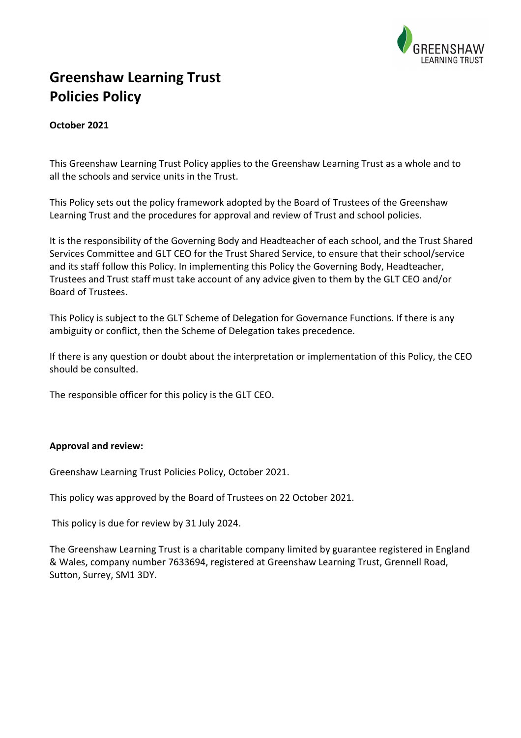# Greenshaw Learning Trust
# Policies Policy

**October 2021**

This Greenshaw Learning Trust Policy applies to the Greenshaw Learning Trust as a whole and to all the schools and service units in the Trust.

This Policy sets out the policy framework adopted by the Board of Trustees of the Greenshaw Learning Trust and the procedures for approval and review of Trust and school policies.

It is the responsibility of the Governing Body and Headteacher of each school, and the Trust Shared Services Committee and GLT CEO for the Trust Shared Service, to ensure that their school/service and its staff follow this Policy. In implementing this Policy the Governing Body, Headteacher, Trustees and Trust staff must take account of any advice given to them by the GLT CEO and/or Board of Trustees.

This Policy is subject to the GLT Scheme of Delegation for Governance Functions. If there is any ambiguity or conflict, then the Scheme of Delegation takes precedence.

If there is any question or doubt about the interpretation or implementation of this Policy, the CEO should be consulted.

The responsible officer for this policy is the GLT CEO.

**Approval and review:**

Greenshaw Learning Trust Policies Policy, October 2021.

This policy was approved by the Board of Trustees on 22 October 2021.

This policy is due for review by 31 July 2024.

The Greenshaw Learning Trust is a charitable company limited by guarantee registered in England & Wales, company number 7633694, registered at Greenshaw Learning Trust, Grennell Road, Sutton, Surrey, SM1 3DY.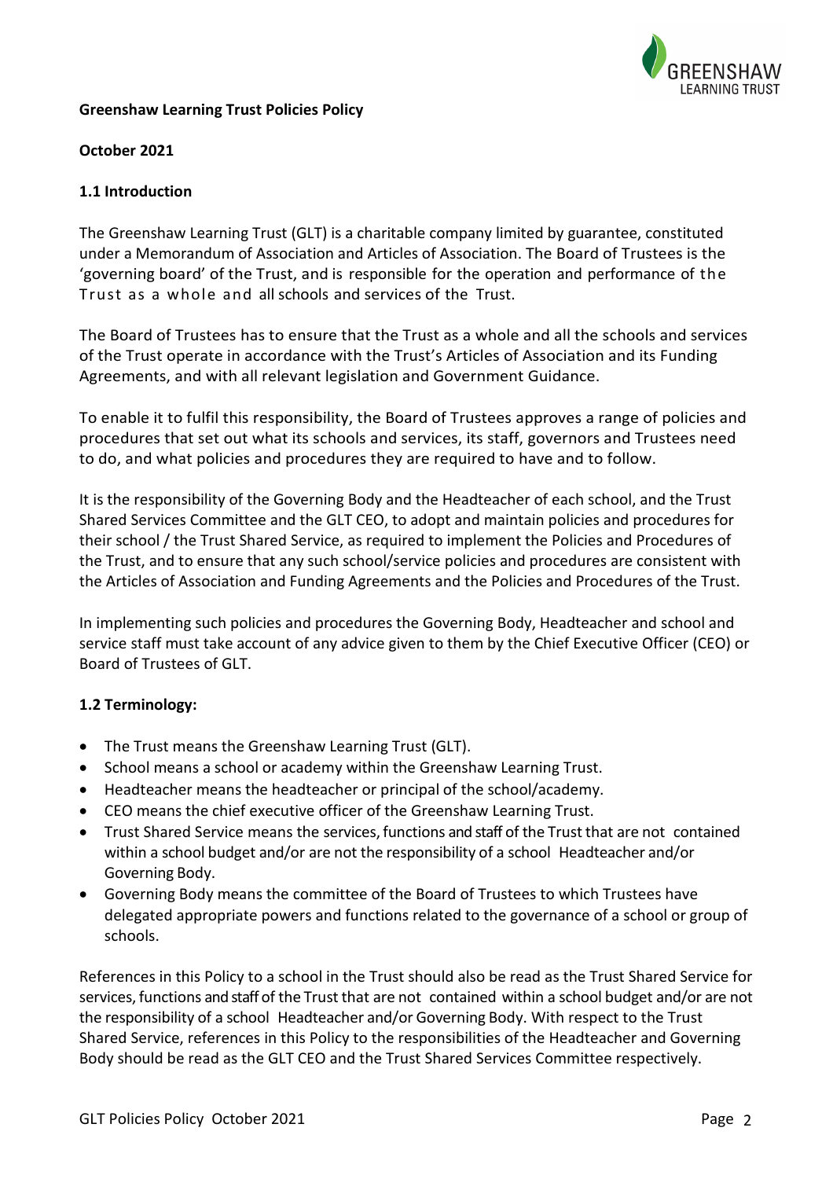**Greenshaw Learning Trust Policies Policy**

**October 2021**

**1.1 Introduction**

The Greenshaw Learning Trust (GLT) is a charitable company limited by guarantee, constituted under a Memorandum of Association and Articles of Association. The Board of Trustees is the 'governing board' of the Trust, and is responsible for the operation and performance of the Trust as a whole and all schools and services of the Trust.

The Board of Trustees has to ensure that the Trust as a whole and all the schools and services of the Trust operate in accordance with the Trust's Articles of Association and its Funding Agreements, and with all relevant legislation and Government Guidance.

To enable it to fulfil this responsibility, the Board of Trustees approves a range of policies and procedures that set out what its schools and services, its staff, governors and Trustees need to do, and what policies and procedures they are required to have and to follow.

It is the responsibility of the Governing Body and the Headteacher of each school, and the Trust Shared Services Committee and the GLT CEO, to adopt and maintain policies and procedures for their school / the Trust Shared Service, as required to implement the Policies and Procedures of the Trust, and to ensure that any such school/service policies and procedures are consistent with the Articles of Association and Funding Agreements and the Policies and Procedures of the Trust.

In implementing such policies and procedures the Governing Body, Headteacher and school and service staff must take account of any advice given to them by the Chief Executive Officer (CEO) or Board of Trustees of GLT.

**1.2 Terminology:**

- The Trust means the Greenshaw Learning Trust (GLT).
- School means a school or academy within the Greenshaw Learning Trust.
- Headteacher means the headteacher or principal of the school/academy.
- CEO means the chief executive officer of the Greenshaw Learning Trust.
- Trust Shared Service means the services, functions and staff of the Trust that are not contained within a school budget and/or are not the responsibility of a school Headteacher and/or Governing Body.
- Governing Body means the committee of the Board of Trustees to which Trustees have delegated appropriate powers and functions related to the governance of a school or group of schools.

References in this Policy to a school in the Trust should also be read as the Trust Shared Service for services, functions and staff of the Trust that are not contained within a school budget and/or are not the responsibility of a school Headteacher and/or Governing Body. With respect to the Trust Shared Service, references in this Policy to the responsibilities of the Headteacher and Governing Body should be read as the GLT CEO and the Trust Shared Services Committee respectively.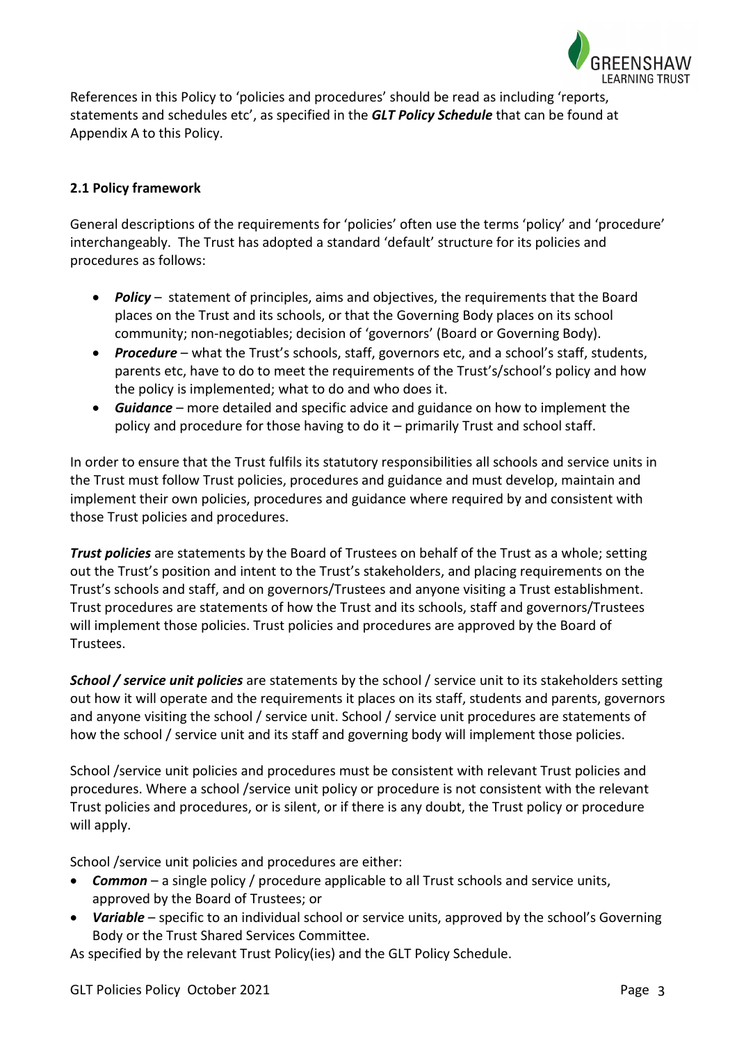References in this Policy to 'policies and procedures' should be read as including 'reports, statements and schedules etc', as specified in the ***GLT Policy Schedule*** that can be found at Appendix A to this Policy.

### 2.1 Policy framework

General descriptions of the requirements for 'policies' often use the terms 'policy' and 'procedure' interchangeably. The Trust has adopted a standard 'default' structure for its policies and procedures as follows:

- ***Policy*** – statement of principles, aims and objectives, the requirements that the Board places on the Trust and its schools, or that the Governing Body places on its school community; non-negotiables; decision of 'governors' (Board or Governing Body).
- ***Procedure*** – what the Trust's schools, staff, governors etc, and a school's staff, students, parents etc, have to do to meet the requirements of the Trust's/school's policy and how the policy is implemented; what to do and who does it.
- ***Guidance*** – more detailed and specific advice and guidance on how to implement the policy and procedure for those having to do it – primarily Trust and school staff.

In order to ensure that the Trust fulfils its statutory responsibilities all schools and service units in the Trust must follow Trust policies, procedures and guidance and must develop, maintain and implement their own policies, procedures and guidance where required by and consistent with those Trust policies and procedures.

***Trust policies*** are statements by the Board of Trustees on behalf of the Trust as a whole; setting out the Trust's position and intent to the Trust's stakeholders, and placing requirements on the Trust's schools and staff, and on governors/Trustees and anyone visiting a Trust establishment. Trust procedures are statements of how the Trust and its schools, staff and governors/Trustees will implement those policies. Trust policies and procedures are approved by the Board of Trustees.

***School / service unit policies*** are statements by the school / service unit to its stakeholders setting out how it will operate and the requirements it places on its staff, students and parents, governors and anyone visiting the school / service unit. School / service unit procedures are statements of how the school / service unit and its staff and governing body will implement those policies.

School /service unit policies and procedures must be consistent with relevant Trust policies and procedures. Where a school /service unit policy or procedure is not consistent with the relevant Trust policies and procedures, or is silent, or if there is any doubt, the Trust policy or procedure will apply.

School /service unit policies and procedures are either:

- ***Common*** – a single policy / procedure applicable to all Trust schools and service units, approved by the Board of Trustees; or
- ***Variable*** – specific to an individual school or service units, approved by the school's Governing Body or the Trust Shared Services Committee.

As specified by the relevant Trust Policy(ies) and the GLT Policy Schedule.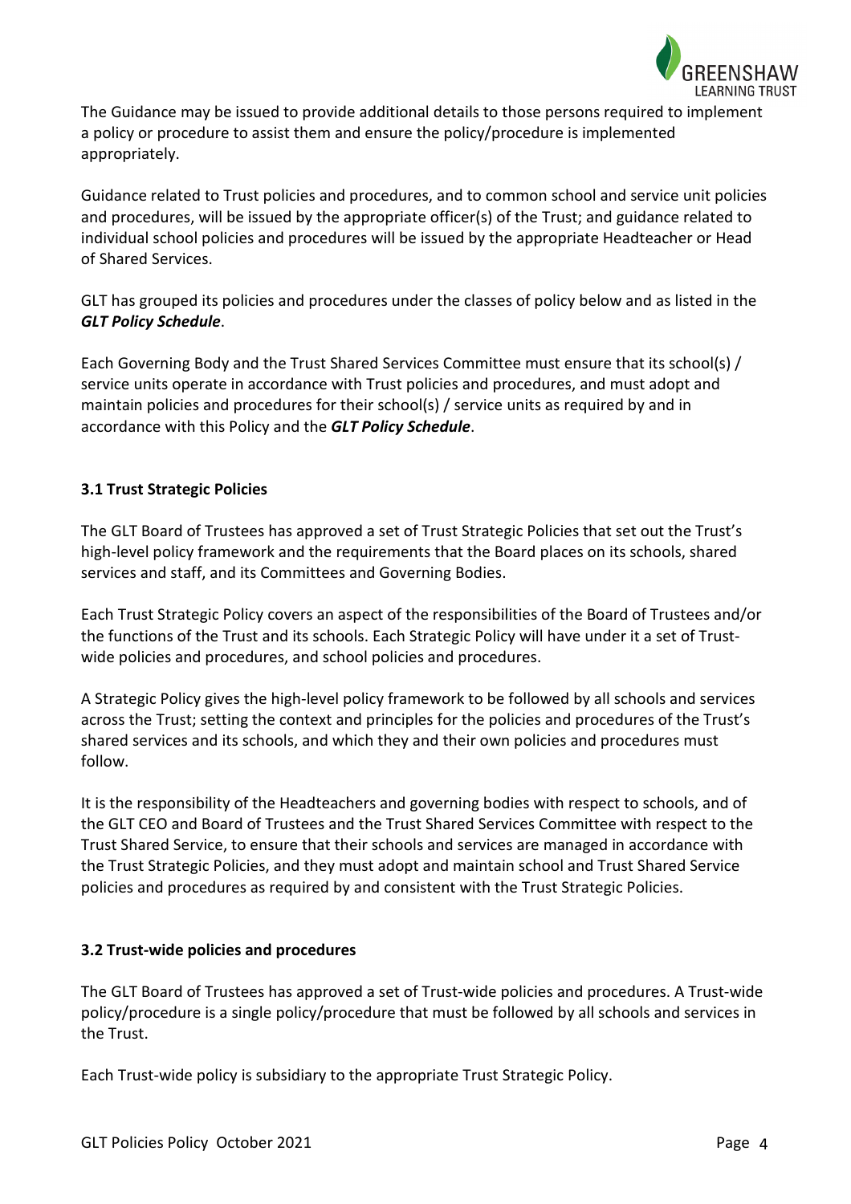The Guidance may be issued to provide additional details to those persons required to implement a policy or procedure to assist them and ensure the policy/procedure is implemented appropriately.

Guidance related to Trust policies and procedures, and to common school and service unit policies and procedures, will be issued by the appropriate officer(s) of the Trust; and guidance related to individual school policies and procedures will be issued by the appropriate Headteacher or Head of Shared Services.

GLT has grouped its policies and procedures under the classes of policy below and as listed in the ***GLT Policy Schedule***.

Each Governing Body and the Trust Shared Services Committee must ensure that its school(s) / service units operate in accordance with Trust policies and procedures, and must adopt and maintain policies and procedures for their school(s) / service units as required by and in accordance with this Policy and the ***GLT Policy Schedule***.

### 3.1 Trust Strategic Policies

The GLT Board of Trustees has approved a set of Trust Strategic Policies that set out the Trust's high-level policy framework and the requirements that the Board places on its schools, shared services and staff, and its Committees and Governing Bodies.

Each Trust Strategic Policy covers an aspect of the responsibilities of the Board of Trustees and/or the functions of the Trust and its schools. Each Strategic Policy will have under it a set of Trust-wide policies and procedures, and school policies and procedures.

A Strategic Policy gives the high-level policy framework to be followed by all schools and services across the Trust; setting the context and principles for the policies and procedures of the Trust's shared services and its schools, and which they and their own policies and procedures must follow.

It is the responsibility of the Headteachers and governing bodies with respect to schools, and of the GLT CEO and Board of Trustees and the Trust Shared Services Committee with respect to the Trust Shared Service, to ensure that their schools and services are managed in accordance with the Trust Strategic Policies, and they must adopt and maintain school and Trust Shared Service policies and procedures as required by and consistent with the Trust Strategic Policies.

### 3.2 Trust-wide policies and procedures

The GLT Board of Trustees has approved a set of Trust-wide policies and procedures. A Trust-wide policy/procedure is a single policy/procedure that must be followed by all schools and services in the Trust.

Each Trust-wide policy is subsidiary to the appropriate Trust Strategic Policy.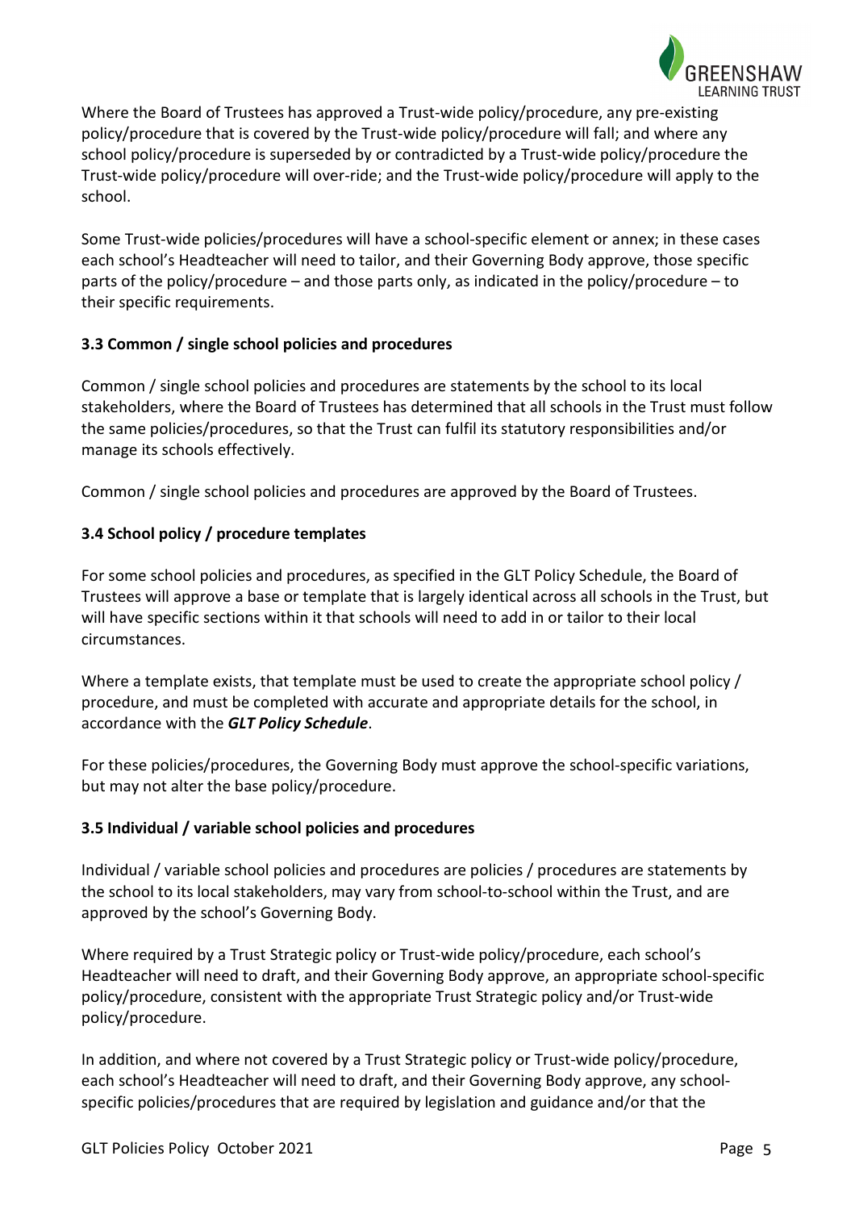Where the Board of Trustees has approved a Trust-wide policy/procedure, any pre-existing policy/procedure that is covered by the Trust-wide policy/procedure will fall; and where any school policy/procedure is superseded by or contradicted by a Trust-wide policy/procedure the Trust-wide policy/procedure will over-ride; and the Trust-wide policy/procedure will apply to the school.

Some Trust-wide policies/procedures will have a school-specific element or annex; in these cases each school's Headteacher will need to tailor, and their Governing Body approve, those specific parts of the policy/procedure – and those parts only, as indicated in the policy/procedure – to their specific requirements.

### 3.3 Common / single school policies and procedures

Common / single school policies and procedures are statements by the school to its local stakeholders, where the Board of Trustees has determined that all schools in the Trust must follow the same policies/procedures, so that the Trust can fulfil its statutory responsibilities and/or manage its schools effectively.

Common / single school policies and procedures are approved by the Board of Trustees.

### 3.4 School policy / procedure templates

For some school policies and procedures, as specified in the GLT Policy Schedule, the Board of Trustees will approve a base or template that is largely identical across all schools in the Trust, but will have specific sections within it that schools will need to add in or tailor to their local circumstances.

Where a template exists, that template must be used to create the appropriate school policy / procedure, and must be completed with accurate and appropriate details for the school, in accordance with the ***GLT Policy Schedule***.

For these policies/procedures, the Governing Body must approve the school-specific variations, but may not alter the base policy/procedure.

### 3.5 Individual / variable school policies and procedures

Individual / variable school policies and procedures are policies / procedures are statements by the school to its local stakeholders, may vary from school-to-school within the Trust, and are approved by the school's Governing Body.

Where required by a Trust Strategic policy or Trust-wide policy/procedure, each school's Headteacher will need to draft, and their Governing Body approve, an appropriate school-specific policy/procedure, consistent with the appropriate Trust Strategic policy and/or Trust-wide policy/procedure.

In addition, and where not covered by a Trust Strategic policy or Trust-wide policy/procedure, each school's Headteacher will need to draft, and their Governing Body approve, any school-specific policies/procedures that are required by legislation and guidance and/or that the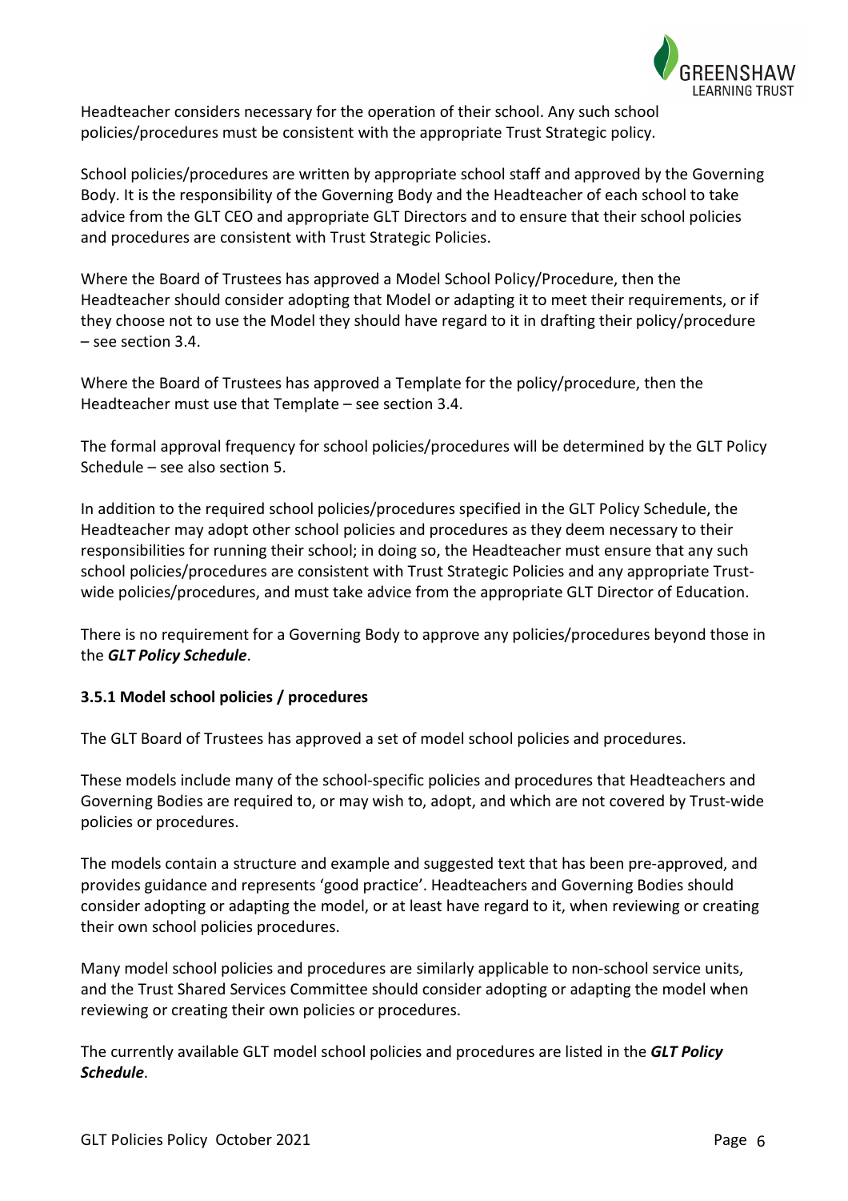Headteacher considers necessary for the operation of their school. Any such school policies/procedures must be consistent with the appropriate Trust Strategic policy.

School policies/procedures are written by appropriate school staff and approved by the Governing Body. It is the responsibility of the Governing Body and the Headteacher of each school to take advice from the GLT CEO and appropriate GLT Directors and to ensure that their school policies and procedures are consistent with Trust Strategic Policies.

Where the Board of Trustees has approved a Model School Policy/Procedure, then the Headteacher should consider adopting that Model or adapting it to meet their requirements, or if they choose not to use the Model they should have regard to it in drafting their policy/procedure – see section 3.4.

Where the Board of Trustees has approved a Template for the policy/procedure, then the Headteacher must use that Template – see section 3.4.

The formal approval frequency for school policies/procedures will be determined by the GLT Policy Schedule – see also section 5.

In addition to the required school policies/procedures specified in the GLT Policy Schedule, the Headteacher may adopt other school policies and procedures as they deem necessary to their responsibilities for running their school; in doing so, the Headteacher must ensure that any such school policies/procedures are consistent with Trust Strategic Policies and any appropriate Trust-wide policies/procedures, and must take advice from the appropriate GLT Director of Education.

There is no requirement for a Governing Body to approve any policies/procedures beyond those in the ***GLT Policy Schedule***.

**3.5.1 Model school policies / procedures**

The GLT Board of Trustees has approved a set of model school policies and procedures.

These models include many of the school-specific policies and procedures that Headteachers and Governing Bodies are required to, or may wish to, adopt, and which are not covered by Trust-wide policies or procedures.

The models contain a structure and example and suggested text that has been pre-approved, and provides guidance and represents 'good practice'. Headteachers and Governing Bodies should consider adopting or adapting the model, or at least have regard to it, when reviewing or creating their own school policies procedures.

Many model school policies and procedures are similarly applicable to non-school service units, and the Trust Shared Services Committee should consider adopting or adapting the model when reviewing or creating their own policies or procedures.

The currently available GLT model school policies and procedures are listed in the ***GLT Policy Schedule***.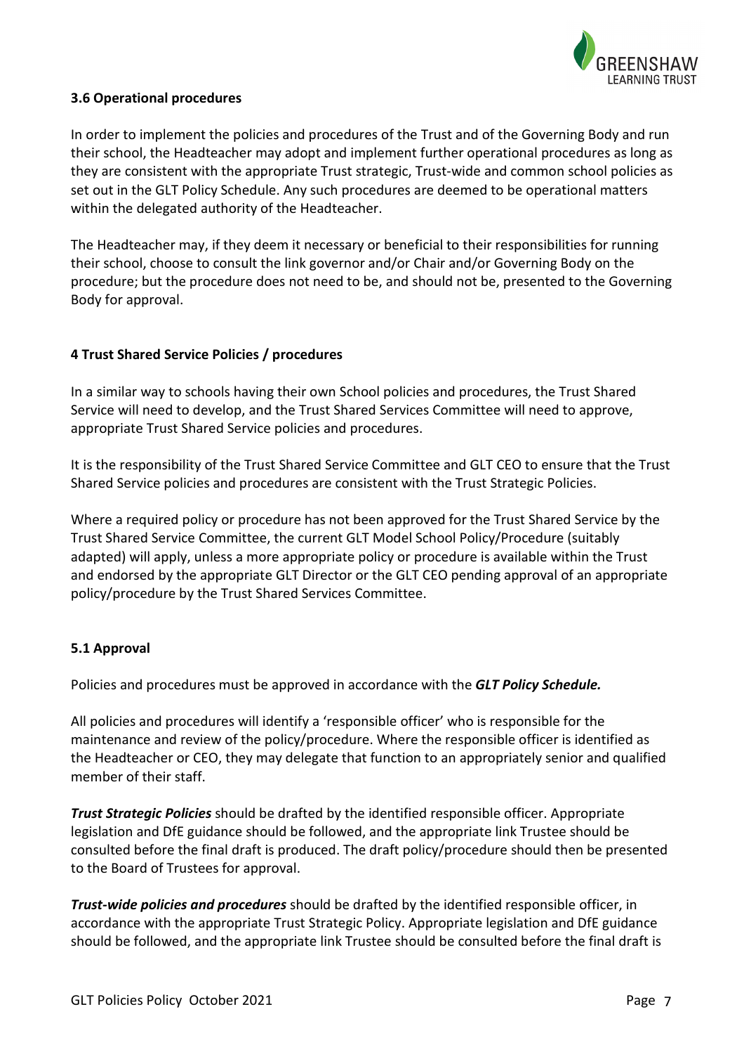### 3.6 Operational procedures

In order to implement the policies and procedures of the Trust and of the Governing Body and run their school, the Headteacher may adopt and implement further operational procedures as long as they are consistent with the appropriate Trust strategic, Trust-wide and common school policies as set out in the GLT Policy Schedule. Any such procedures are deemed to be operational matters within the delegated authority of the Headteacher.

The Headteacher may, if they deem it necessary or beneficial to their responsibilities for running their school, choose to consult the link governor and/or Chair and/or Governing Body on the procedure; but the procedure does not need to be, and should not be, presented to the Governing Body for approval.

## 4 Trust Shared Service Policies / procedures

In a similar way to schools having their own School policies and procedures, the Trust Shared Service will need to develop, and the Trust Shared Services Committee will need to approve, appropriate Trust Shared Service policies and procedures.

It is the responsibility of the Trust Shared Service Committee and GLT CEO to ensure that the Trust Shared Service policies and procedures are consistent with the Trust Strategic Policies.

Where a required policy or procedure has not been approved for the Trust Shared Service by the Trust Shared Service Committee, the current GLT Model School Policy/Procedure (suitably adapted) will apply, unless a more appropriate policy or procedure is available within the Trust and endorsed by the appropriate GLT Director or the GLT CEO pending approval of an appropriate policy/procedure by the Trust Shared Services Committee.

### 5.1 Approval

Policies and procedures must be approved in accordance with the ***GLT Policy Schedule.***

All policies and procedures will identify a 'responsible officer' who is responsible for the maintenance and review of the policy/procedure. Where the responsible officer is identified as the Headteacher or CEO, they may delegate that function to an appropriately senior and qualified member of their staff.

***Trust Strategic Policies*** should be drafted by the identified responsible officer. Appropriate legislation and DfE guidance should be followed, and the appropriate link Trustee should be consulted before the final draft is produced. The draft policy/procedure should then be presented to the Board of Trustees for approval.

***Trust-wide policies and procedures*** should be drafted by the identified responsible officer, in accordance with the appropriate Trust Strategic Policy. Appropriate legislation and DfE guidance should be followed, and the appropriate link Trustee should be consulted before the final draft is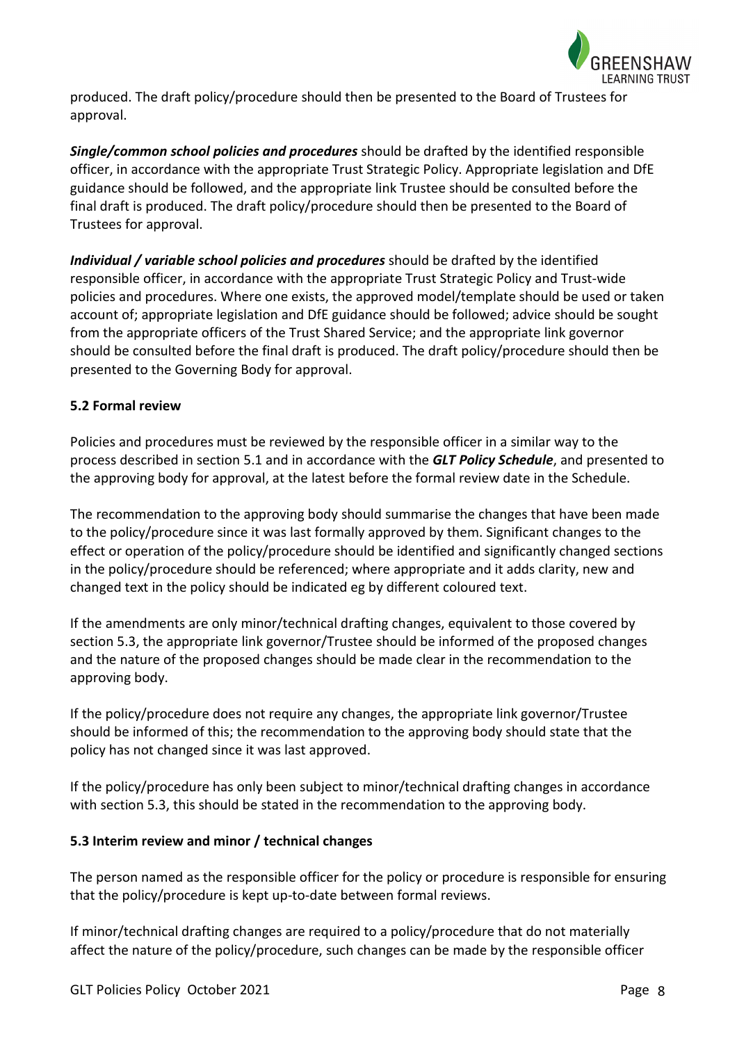produced. The draft policy/procedure should then be presented to the Board of Trustees for approval.

***Single/common school policies and procedures*** should be drafted by the identified responsible officer, in accordance with the appropriate Trust Strategic Policy. Appropriate legislation and DfE guidance should be followed, and the appropriate link Trustee should be consulted before the final draft is produced. The draft policy/procedure should then be presented to the Board of Trustees for approval.

***Individual / variable school policies and procedures*** should be drafted by the identified responsible officer, in accordance with the appropriate Trust Strategic Policy and Trust-wide policies and procedures. Where one exists, the approved model/template should be used or taken account of; appropriate legislation and DfE guidance should be followed; advice should be sought from the appropriate officers of the Trust Shared Service; and the appropriate link governor should be consulted before the final draft is produced. The draft policy/procedure should then be presented to the Governing Body for approval.

**5.2 Formal review**

Policies and procedures must be reviewed by the responsible officer in a similar way to the process described in section 5.1 and in accordance with the ***GLT Policy Schedule***, and presented to the approving body for approval, at the latest before the formal review date in the Schedule.

The recommendation to the approving body should summarise the changes that have been made to the policy/procedure since it was last formally approved by them. Significant changes to the effect or operation of the policy/procedure should be identified and significantly changed sections in the policy/procedure should be referenced; where appropriate and it adds clarity, new and changed text in the policy should be indicated eg by different coloured text.

If the amendments are only minor/technical drafting changes, equivalent to those covered by section 5.3, the appropriate link governor/Trustee should be informed of the proposed changes and the nature of the proposed changes should be made clear in the recommendation to the approving body.

If the policy/procedure does not require any changes, the appropriate link governor/Trustee should be informed of this; the recommendation to the approving body should state that the policy has not changed since it was last approved.

If the policy/procedure has only been subject to minor/technical drafting changes in accordance with section 5.3, this should be stated in the recommendation to the approving body.

**5.3 Interim review and minor / technical changes**

The person named as the responsible officer for the policy or procedure is responsible for ensuring that the policy/procedure is kept up-to-date between formal reviews.

If minor/technical drafting changes are required to a policy/procedure that do not materially affect the nature of the policy/procedure, such changes can be made by the responsible officer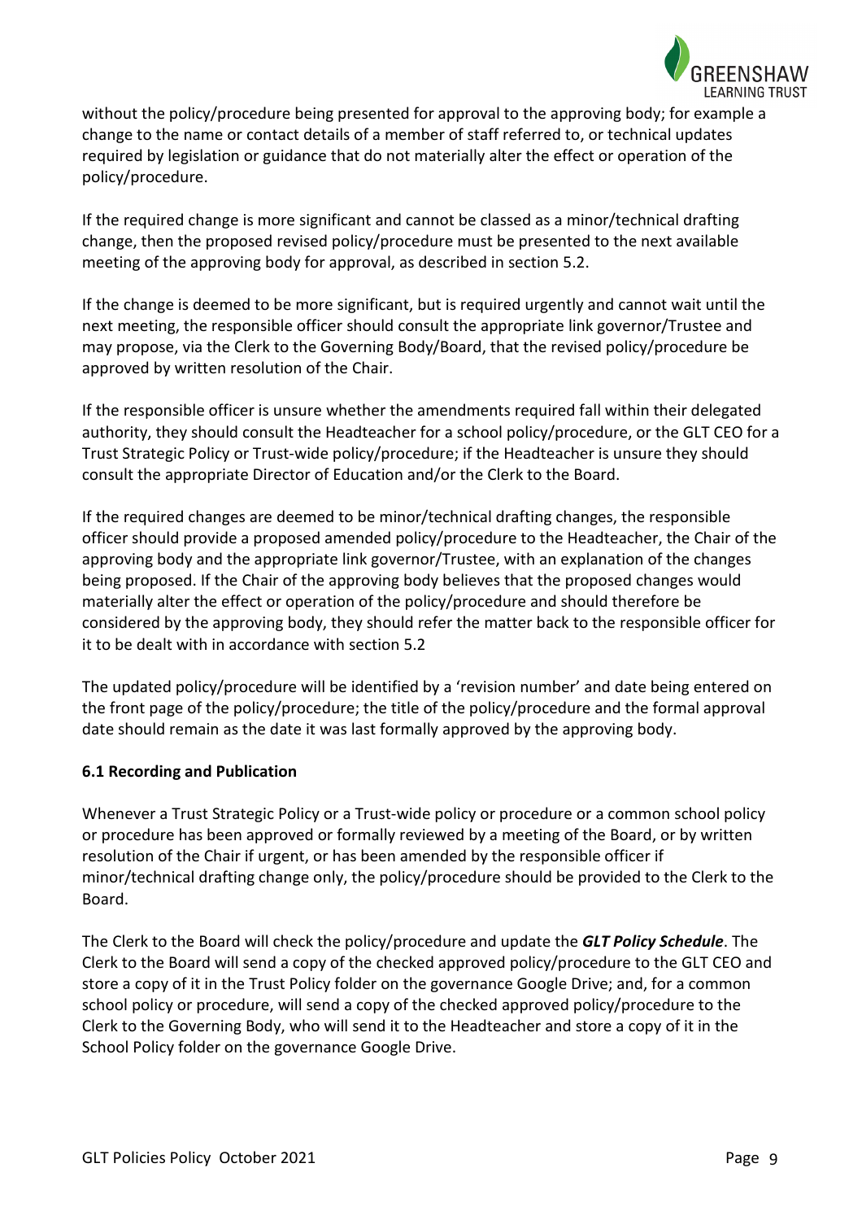without the policy/procedure being presented for approval to the approving body; for example a change to the name or contact details of a member of staff referred to, or technical updates required by legislation or guidance that do not materially alter the effect or operation of the policy/procedure.

If the required change is more significant and cannot be classed as a minor/technical drafting change, then the proposed revised policy/procedure must be presented to the next available meeting of the approving body for approval, as described in section 5.2.

If the change is deemed to be more significant, but is required urgently and cannot wait until the next meeting, the responsible officer should consult the appropriate link governor/Trustee and may propose, via the Clerk to the Governing Body/Board, that the revised policy/procedure be approved by written resolution of the Chair.

If the responsible officer is unsure whether the amendments required fall within their delegated authority, they should consult the Headteacher for a school policy/procedure, or the GLT CEO for a Trust Strategic Policy or Trust-wide policy/procedure; if the Headteacher is unsure they should consult the appropriate Director of Education and/or the Clerk to the Board.

If the required changes are deemed to be minor/technical drafting changes, the responsible officer should provide a proposed amended policy/procedure to the Headteacher, the Chair of the approving body and the appropriate link governor/Trustee, with an explanation of the changes being proposed. If the Chair of the approving body believes that the proposed changes would materially alter the effect or operation of the policy/procedure and should therefore be considered by the approving body, they should refer the matter back to the responsible officer for it to be dealt with in accordance with section 5.2

The updated policy/procedure will be identified by a 'revision number' and date being entered on the front page of the policy/procedure; the title of the policy/procedure and the formal approval date should remain as the date it was last formally approved by the approving body.

**6.1 Recording and Publication**

Whenever a Trust Strategic Policy or a Trust-wide policy or procedure or a common school policy or procedure has been approved or formally reviewed by a meeting of the Board, or by written resolution of the Chair if urgent, or has been amended by the responsible officer if minor/technical drafting change only, the policy/procedure should be provided to the Clerk to the Board.

The Clerk to the Board will check the policy/procedure and update the ***GLT Policy Schedule***. The Clerk to the Board will send a copy of the checked approved policy/procedure to the GLT CEO and store a copy of it in the Trust Policy folder on the governance Google Drive; and, for a common school policy or procedure, will send a copy of the checked approved policy/procedure to the Clerk to the Governing Body, who will send it to the Headteacher and store a copy of it in the School Policy folder on the governance Google Drive.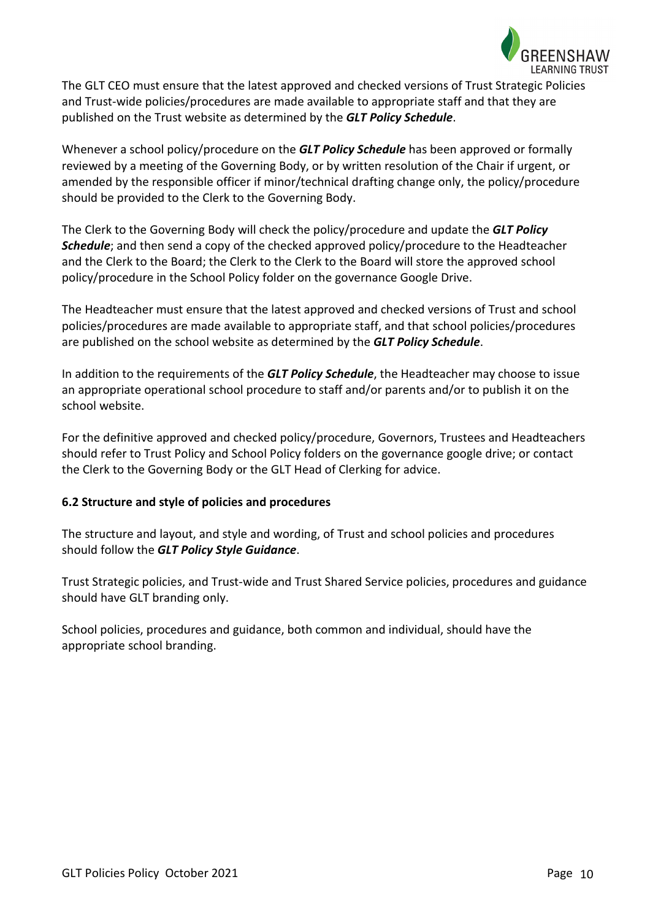The GLT CEO must ensure that the latest approved and checked versions of Trust Strategic Policies and Trust-wide policies/procedures are made available to appropriate staff and that they are published on the Trust website as determined by the ***GLT Policy Schedule***.

Whenever a school policy/procedure on the ***GLT Policy Schedule*** has been approved or formally reviewed by a meeting of the Governing Body, or by written resolution of the Chair if urgent, or amended by the responsible officer if minor/technical drafting change only, the policy/procedure should be provided to the Clerk to the Governing Body.

The Clerk to the Governing Body will check the policy/procedure and update the ***GLT Policy Schedule***; and then send a copy of the checked approved policy/procedure to the Headteacher and the Clerk to the Board; the Clerk to the Clerk to the Board will store the approved school policy/procedure in the School Policy folder on the governance Google Drive.

The Headteacher must ensure that the latest approved and checked versions of Trust and school policies/procedures are made available to appropriate staff, and that school policies/procedures are published on the school website as determined by the ***GLT Policy Schedule***.

In addition to the requirements of the ***GLT Policy Schedule***, the Headteacher may choose to issue an appropriate operational school procedure to staff and/or parents and/or to publish it on the school website.

For the definitive approved and checked policy/procedure, Governors, Trustees and Headteachers should refer to Trust Policy and School Policy folders on the governance google drive; or contact the Clerk to the Governing Body or the GLT Head of Clerking for advice.

### 6.2 Structure and style of policies and procedures

The structure and layout, and style and wording, of Trust and school policies and procedures should follow the ***GLT Policy Style Guidance***.

Trust Strategic policies, and Trust-wide and Trust Shared Service policies, procedures and guidance should have GLT branding only.

School policies, procedures and guidance, both common and individual, should have the appropriate school branding.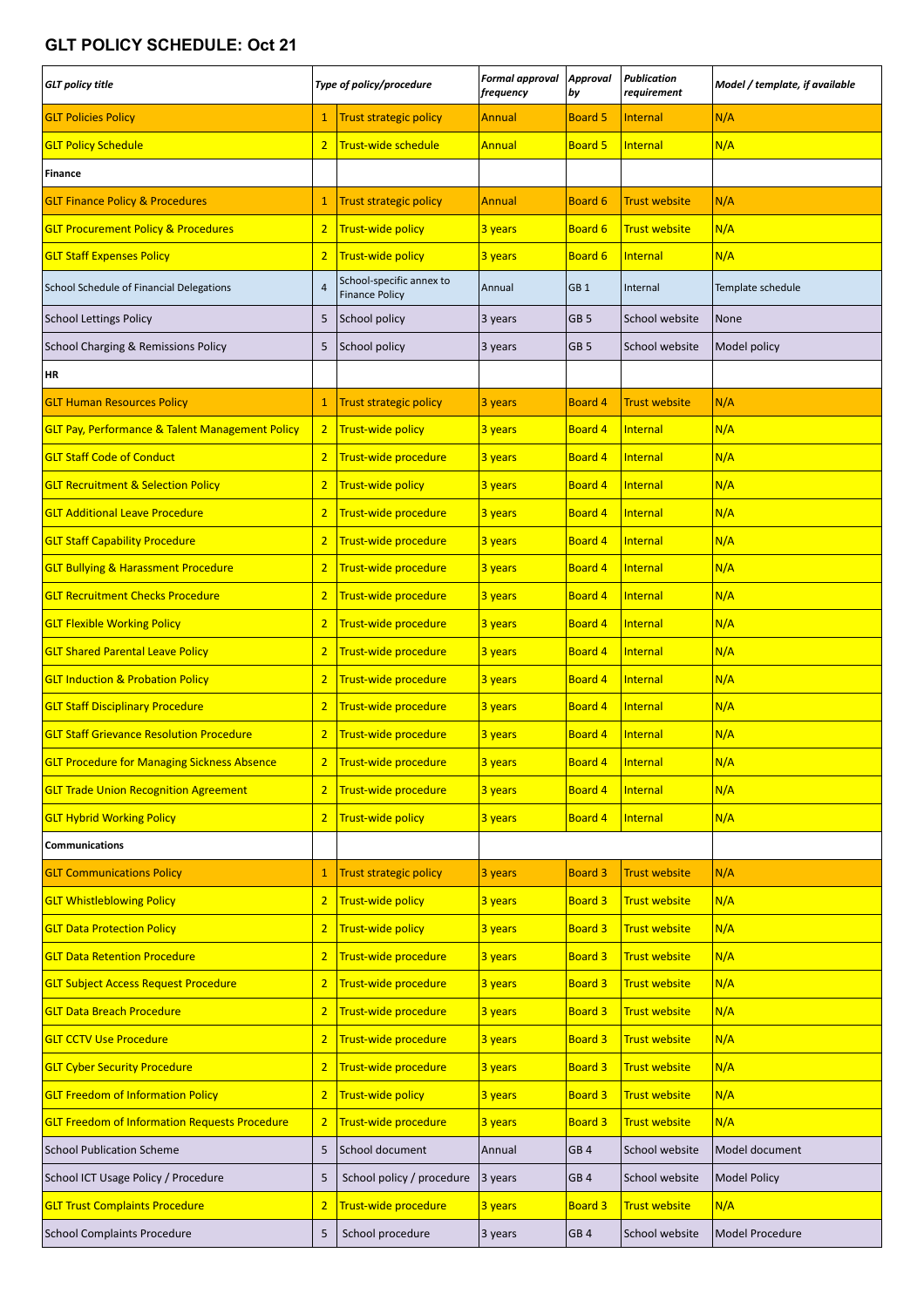## GLT POLICY SCHEDULE: Oct 21

| *GLT policy title* | *Type of policy/procedure* | | *Formal approval frequency* | *Approval by* | *Publication requirement* | *Model / template, if available* |
|---|---|---|---|---|---|---|
| GLT Policies Policy | 1 | Trust strategic policy | Annual | Board 5 | Internal | N/A |
| GLT Policy Schedule | 2 | Trust-wide schedule | Annual | Board 5 | Internal | N/A |
| **Finance** | | | | | | |
| GLT Finance Policy & Procedures | 1 | Trust strategic policy | Annual | Board 6 | Trust website | N/A |
| GLT Procurement Policy & Procedures | 2 | Trust-wide policy | 3 years | Board 6 | Trust website | N/A |
| GLT Staff Expenses Policy | 2 | Trust-wide policy | 3 years | Board 6 | Internal | N/A |
| School Schedule of Financial Delegations | 4 | School-specific annex to Finance Policy | Annual | GB 1 | Internal | Template schedule |
| School Lettings Policy | 5 | School policy | 3 years | GB 5 | School website | None |
| School Charging & Remissions Policy | 5 | School policy | 3 years | GB 5 | School website | Model policy |
| **HR** | | | | | | |
| GLT Human Resources Policy | 1 | Trust strategic policy | 3 years | Board 4 | Trust website | N/A |
| GLT Pay, Performance & Talent Management Policy | 2 | Trust-wide policy | 3 years | Board 4 | Internal | N/A |
| GLT Staff Code of Conduct | 2 | Trust-wide procedure | 3 years | Board 4 | Internal | N/A |
| GLT Recruitment & Selection Policy | 2 | Trust-wide policy | 3 years | Board 4 | Internal | N/A |
| GLT Additional Leave Procedure | 2 | Trust-wide procedure | 3 years | Board 4 | Internal | N/A |
| GLT Staff Capability Procedure | 2 | Trust-wide procedure | 3 years | Board 4 | Internal | N/A |
| GLT Bullying & Harassment Procedure | 2 | Trust-wide procedure | 3 years | Board 4 | Internal | N/A |
| GLT Recruitment Checks Procedure | 2 | Trust-wide procedure | 3 years | Board 4 | Internal | N/A |
| GLT Flexible Working Policy | 2 | Trust-wide procedure | 3 years | Board 4 | Internal | N/A |
| GLT Shared Parental Leave Policy | 2 | Trust-wide procedure | 3 years | Board 4 | Internal | N/A |
| GLT Induction & Probation Policy | 2 | Trust-wide procedure | 3 years | Board 4 | Internal | N/A |
| GLT Staff Disciplinary Procedure | 2 | Trust-wide procedure | 3 years | Board 4 | Internal | N/A |
| GLT Staff Grievance Resolution Procedure | 2 | Trust-wide procedure | 3 years | Board 4 | Internal | N/A |
| GLT Procedure for Managing Sickness Absence | 2 | Trust-wide procedure | 3 years | Board 4 | Internal | N/A |
| GLT Trade Union Recognition Agreement | 2 | Trust-wide procedure | 3 years | Board 4 | Internal | N/A |
| GLT Hybrid Working Policy | 2 | Trust-wide policy | 3 years | Board 4 | Internal | N/A |
| **Communications** | | | | | | |
| GLT Communications Policy | 1 | Trust strategic policy | 3 years | Board 3 | Trust website | N/A |
| GLT Whistleblowing Policy | 2 | Trust-wide policy | 3 years | Board 3 | Trust website | N/A |
| GLT Data Protection Policy | 2 | Trust-wide policy | 3 years | Board 3 | Trust website | N/A |
| GLT Data Retention Procedure | 2 | Trust-wide procedure | 3 years | Board 3 | Trust website | N/A |
| GLT Subject Access Request Procedure | 2 | Trust-wide procedure | 3 years | Board 3 | Trust website | N/A |
| GLT Data Breach Procedure | 2 | Trust-wide procedure | 3 years | Board 3 | Trust website | N/A |
| GLT CCTV Use Procedure | 2 | Trust-wide procedure | 3 years | Board 3 | Trust website | N/A |
| GLT Cyber Security Procedure | 2 | Trust-wide procedure | 3 years | Board 3 | Trust website | N/A |
| GLT Freedom of Information Policy | 2 | Trust-wide policy | 3 years | Board 3 | Trust website | N/A |
| GLT Freedom of Information Requests Procedure | 2 | Trust-wide procedure | 3 years | Board 3 | Trust website | N/A |
| School Publication Scheme | 5 | School document | Annual | GB 4 | School website | Model document |
| School ICT Usage Policy / Procedure | 5 | School policy / procedure | 3 years | GB 4 | School website | Model Policy |
| GLT Trust Complaints Procedure | 2 | Trust-wide procedure | 3 years | Board 3 | Trust website | N/A |
| School Complaints Procedure | 5 | School procedure | 3 years | GB 4 | School website | Model Procedure |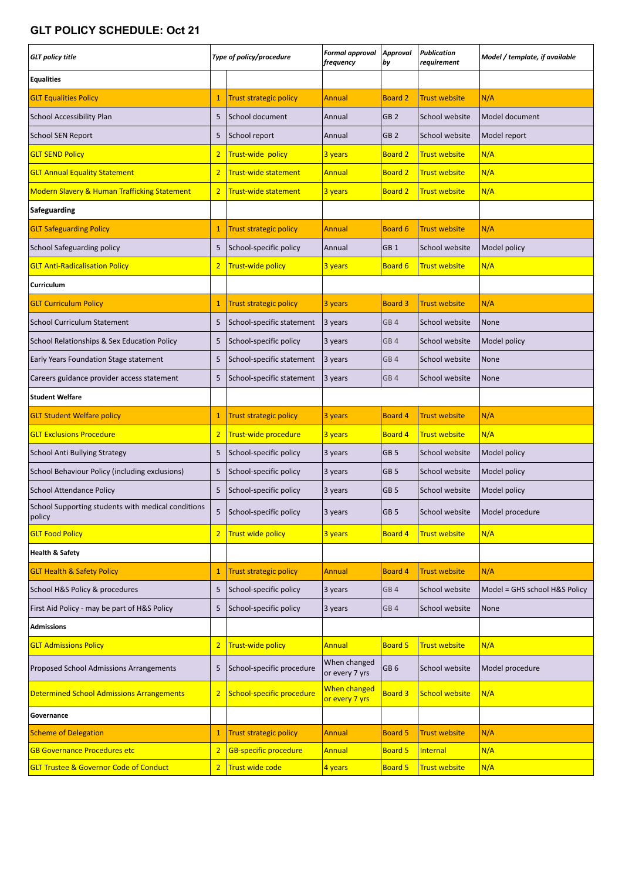## GLT POLICY SCHEDULE: Oct 21

| *GLT policy title* | *Type of policy/procedure* | | *Formal approval frequency* | *Approval by* | *Publication requirement* | *Model / template, if available* |
|---|---|---|---|---|---|---|
| **Equalities** | | | | | | |
| GLT Equalities Policy | 1 | Trust strategic policy | Annual | Board 2 | Trust website | N/A |
| School Accessibility Plan | 5 | School document | Annual | GB 2 | School website | Model document |
| School SEN Report | 5 | School report | Annual | GB 2 | School website | Model report |
| GLT SEND Policy | 2 | Trust-wide policy | 3 years | Board 2 | Trust website | N/A |
| GLT Annual Equality Statement | 2 | Trust-wide statement | Annual | Board 2 | Trust website | N/A |
| Modern Slavery & Human Trafficking Statement | 2 | Trust-wide statement | 3 years | Board 2 | Trust website | N/A |
| **Safeguarding** | | | | | | |
| GLT Safeguarding Policy | 1 | Trust strategic policy | Annual | Board 6 | Trust website | N/A |
| School Safeguarding policy | 5 | School-specific policy | Annual | GB 1 | School website | Model policy |
| GLT Anti-Radicalisation Policy | 2 | Trust-wide policy | 3 years | Board 6 | Trust website | N/A |
| **Curriculum** | | | | | | |
| GLT Curriculum Policy | 1 | Trust strategic policy | 3 years | Board 3 | Trust website | N/A |
| School Curriculum Statement | 5 | School-specific statement | 3 years | GB 4 | School website | None |
| School Relationships & Sex Education Policy | 5 | School-specific policy | 3 years | GB 4 | School website | Model policy |
| Early Years Foundation Stage statement | 5 | School-specific statement | 3 years | GB 4 | School website | None |
| Careers guidance provider access statement | 5 | School-specific statement | 3 years | GB 4 | School website | None |
| **Student Welfare** | | | | | | |
| GLT Student Welfare policy | 1 | Trust strategic policy | 3 years | Board 4 | Trust website | N/A |
| GLT Exclusions Procedure | 2 | Trust-wide procedure | 3 years | Board 4 | Trust website | N/A |
| School Anti Bullying Strategy | 5 | School-specific policy | 3 years | GB 5 | School website | Model policy |
| School Behaviour Policy (including exclusions) | 5 | School-specific policy | 3 years | GB 5 | School website | Model policy |
| School Attendance Policy | 5 | School-specific policy | 3 years | GB 5 | School website | Model policy |
| School Supporting students with medical conditions policy | 5 | School-specific policy | 3 years | GB 5 | School website | Model procedure |
| GLT Food Policy | 2 | Trust wide policy | 3 years | Board 4 | Trust website | N/A |
| **Health & Safety** | | | | | | |
| GLT Health & Safety Policy | 1 | Trust strategic policy | Annual | Board 4 | Trust website | N/A |
| School H&S Policy & procedures | 5 | School-specific policy | 3 years | GB 4 | School website | Model = GHS school H&S Policy |
| First Aid Policy - may be part of H&S Policy | 5 | School-specific policy | 3 years | GB 4 | School website | None |
| **Admissions** | | | | | | |
| GLT Admissions Policy | 2 | Trust-wide policy | Annual | Board 5 | Trust website | N/A |
| Proposed School Admissions Arrangements | 5 | School-specific procedure | When changed or every 7 yrs | GB 6 | School website | Model procedure |
| Determined School Admissions Arrangements | 2 | School-specific procedure | When changed or every 7 yrs | Board 3 | School website | N/A |
| **Governance** | | | | | | |
| Scheme of Delegation | 1 | Trust strategic policy | Annual | Board 5 | Trust website | N/A |
| GB Governance Procedures etc | 2 | GB-specific procedure | Annual | Board 5 | Internal | N/A |
| GLT Trustee & Governor Code of Conduct | 2 | Trust wide code | 4 years | Board 5 | Trust website | N/A |